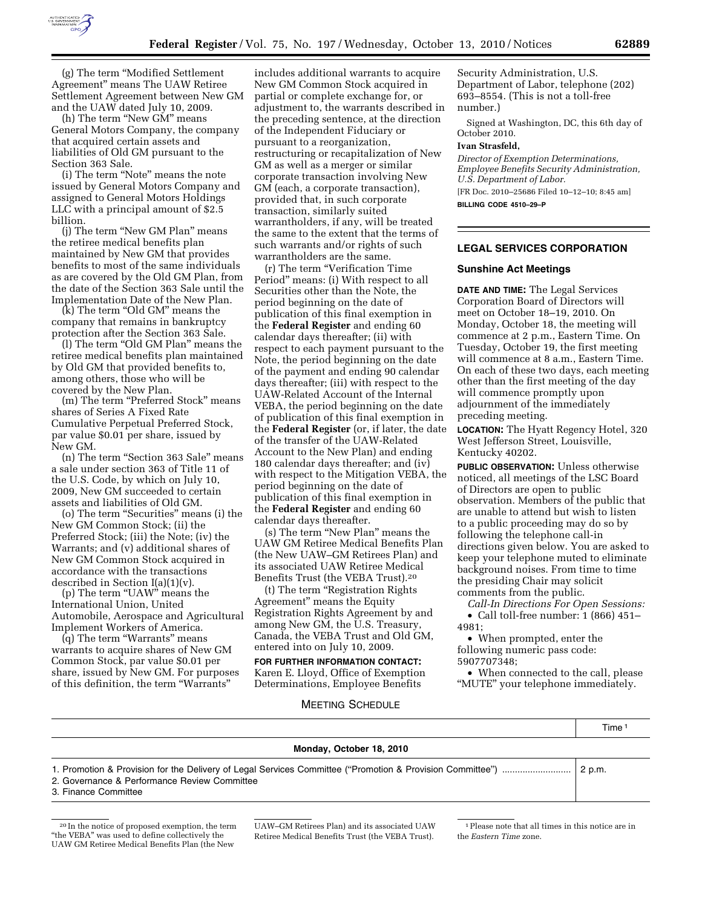(g) The term "Modified Settlement Agreement" means The UAW Retiree Settlement Agreement between New GM and the UAW dated July 10, 2009.

(h) The term "New GM" means General Motors Company, the company that acquired certain assets and liabilities of Old GM pursuant to the Section 363 Sale.

(i) The term "Note" means the note issued by General Motors Company and assigned to General Motors Holdings LLC with a principal amount of $2.5 billion.

(j) The term "New GM Plan" means the retiree medical benefits plan maintained by New GM that provides benefits to most of the same individuals as are covered by the Old GM Plan, from the date of the Section 363 Sale until the Implementation Date of the New Plan.

(k) The term "Old GM" means the company that remains in bankruptcy protection after the Section 363 Sale.

(l) The term "Old GM Plan" means the retiree medical benefits plan maintained by Old GM that provided benefits to, among others, those who will be covered by the New Plan.

(m) The term "Preferred Stock" means shares of Series A Fixed Rate Cumulative Perpetual Preferred Stock, par value $0.01 per share, issued by New GM.

(n) The term "Section 363 Sale" means a sale under section 363 of Title 11 of the U.S. Code, by which on July 10, 2009, New GM succeeded to certain assets and liabilities of Old GM.

(o) The term "Securities" means (i) the New GM Common Stock; (ii) the Preferred Stock; (iii) the Note; (iv) the Warrants; and (v) additional shares of New GM Common Stock acquired in accordance with the transactions described in Section I(a)(1)(v).

(p) The term "UAW" means the International Union, United Automobile, Aerospace and Agricultural Implement Workers of America.

(q) The term "Warrants" means warrants to acquire shares of New GM Common Stock, par value $0.01 per share, issued by New GM. For purposes of this definition, the term "Warrants" includes additional warrants to acquire New GM Common Stock acquired in partial or complete exchange for, or adjustment to, the warrants described in the preceding sentence, at the direction of the Independent Fiduciary or pursuant to a reorganization, restructuring or recapitalization of New GM as well as a merger or similar corporate transaction involving New GM (each, a corporate transaction), provided that, in such corporate transaction, similarly suited warrantholders, if any, will be treated the same to the extent that the terms of such warrants and/or rights of such warrantholders are the same.

(r) The term "Verification Time Period" means: (i) With respect to all Securities other than the Note, the period beginning on the date of publication of this final exemption in the **Federal Register** and ending 60 calendar days thereafter; (ii) with respect to each payment pursuant to the Note, the period beginning on the date of the payment and ending 90 calendar days thereafter; (iii) with respect to the UAW-Related Account of the Internal VEBA, the period beginning on the date of publication of this final exemption in the **Federal Register** (or, if later, the date of the transfer of the UAW-Related Account to the New Plan) and ending 180 calendar days thereafter; and (iv) with respect to the Mitigation VEBA, the period beginning on the date of publication of this final exemption in the **Federal Register** and ending 60 calendar days thereafter.

(s) The term "New Plan" means the UAW GM Retiree Medical Benefits Plan (the New UAW–GM Retirees Plan) and its associated UAW Retiree Medical Benefits Trust (the VEBA Trust).[20]

(t) The term "Registration Rights Agreement" means the Equity Registration Rights Agreement by and among New GM, the U.S. Treasury, Canada, the VEBA Trust and Old GM, entered into on July 10, 2009.

**FOR FURTHER INFORMATION CONTACT:** Karen E. Lloyd, Office of Exemption Determinations, Employee Benefits Security Administration, U.S. Department of Labor, telephone (202) 693–8554. (This is not a toll-free number.)

Signed at Washington, DC, this 6th day of October 2010.

**Ivan Strasfeld,**

*Director of Exemption Determinations, Employee Benefits Security Administration, U.S. Department of Labor.*

[FR Doc. 2010–25686 Filed 10–12–10; 8:45 am]

**BILLING CODE 4510–29–P**

## LEGAL SERVICES CORPORATION

### Sunshine Act Meetings

**DATE AND TIME:** The Legal Services Corporation Board of Directors will meet on October 18–19, 2010. On Monday, October 18, the meeting will commence at 2 p.m., Eastern Time. On Tuesday, October 19, the first meeting will commence at 8 a.m., Eastern Time. On each of these two days, each meeting other than the first meeting of the day will commence promptly upon adjournment of the immediately preceding meeting.

**LOCATION:** The Hyatt Regency Hotel, 320 West Jefferson Street, Louisville, Kentucky 40202.

**PUBLIC OBSERVATION:** Unless otherwise noticed, all meetings of the LSC Board of Directors are open to public observation. Members of the public that are unable to attend but wish to listen to a public proceeding may do so by following the telephone call-in directions given below. You are asked to keep your telephone muted to eliminate background noises. From time to time the presiding Chair may solicit comments from the public.

*Call-In Directions For Open Sessions:*

- Call toll-free number: 1 (866) 451–4981;
- When prompted, enter the following numeric pass code: 5907707348;
- When connected to the call, please "MUTE" your telephone immediately.

MEETING SCHEDULE

| | Time[1] |
|---|---|
| **Monday, October 18, 2010** | |
| 1. Promotion & Provision for the Delivery of Legal Services Committee ("Promotion & Provision Committee") | 2 p.m. |
| 2. Governance & Performance Review Committee | |
| 3. Finance Committee | |

[20] In the notice of proposed exemption, the term "the VEBA" was used to define collectively the UAW GM Retiree Medical Benefits Plan (the New UAW–GM Retirees Plan) and its associated UAW Retiree Medical Benefits Trust (the VEBA Trust).

[1] Please note that all times in this notice are in the *Eastern Time* zone.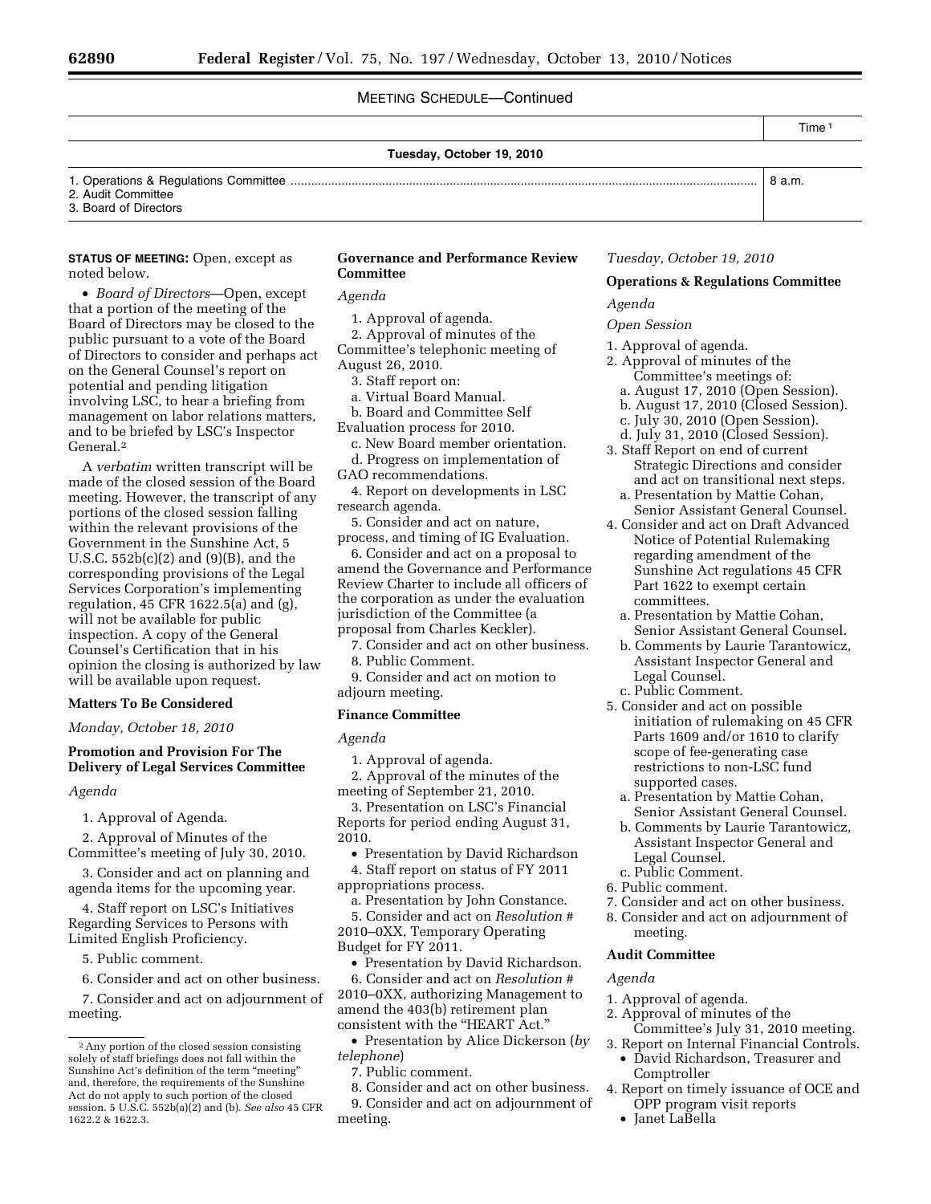MEETING SCHEDULE—Continued

| | Time [1] |
|---|---|
| **Tuesday, October 19, 2010** | |
| 1. Operations & Regulations Committee | 8 a.m. |
| 2. Audit Committee | |
| 3. Board of Directors | |

**STATUS OF MEETING:** Open, except as noted below.

- *Board of Directors*—Open, except that a portion of the meeting of the Board of Directors may be closed to the public pursuant to a vote of the Board of Directors to consider and perhaps act on the General Counsel's report on potential and pending litigation involving LSC, to hear a briefing from management on labor relations matters, and to be briefed by LSC's Inspector General.[2]

A *verbatim* written transcript will be made of the closed session of the Board meeting. However, the transcript of any portions of the closed session falling within the relevant provisions of the Government in the Sunshine Act, 5 U.S.C. 552b(c)(2) and (9)(B), and the corresponding provisions of the Legal Services Corporation's implementing regulation, 45 CFR 1622.5(a) and (g), will not be available for public inspection. A copy of the General Counsel's Certification that in his opinion the closing is authorized by law will be available upon request.

**Matters To Be Considered**

*Monday, October 18, 2010*

**Promotion and Provision For The Delivery of Legal Services Committee**

*Agenda*

1. Approval of Agenda.
2. Approval of Minutes of the Committee's meeting of July 30, 2010.
3. Consider and act on planning and agenda items for the upcoming year.
4. Staff report on LSC's Initiatives Regarding Services to Persons with Limited English Proficiency.
5. Public comment.
6. Consider and act on other business.
7. Consider and act on adjournment of meeting.

**Governance and Performance Review Committee**

*Agenda*

1. Approval of agenda.
2. Approval of minutes of the Committee's telephonic meeting of August 26, 2010.
3. Staff report on:
   a. Virtual Board Manual.
   b. Board and Committee Self Evaluation process for 2010.
   c. New Board member orientation.
   d. Progress on implementation of GAO recommendations.
4. Report on developments in LSC research agenda.
5. Consider and act on nature, process, and timing of IG Evaluation.
6. Consider and act on a proposal to amend the Governance and Performance Review Charter to include all officers of the corporation as under the evaluation jurisdiction of the Committee (a proposal from Charles Keckler).
7. Consider and act on other business.
8. Public Comment.
9. Consider and act on motion to adjourn meeting.

**Finance Committee**

*Agenda*

1. Approval of agenda.
2. Approval of the minutes of the meeting of September 21, 2010.
3. Presentation on LSC's Financial Reports for period ending August 31, 2010.
   - Presentation by David Richardson
4. Staff report on status of FY 2011 appropriations process.
   a. Presentation by John Constance.
5. Consider and act on *Resolution* # 2010–0XX, Temporary Operating Budget for FY 2011.
   - Presentation by David Richardson.
6. Consider and act on *Resolution* # 2010–0XX, authorizing Management to amend the 403(b) retirement plan consistent with the "HEART Act."
   - Presentation by Alice Dickerson (*by telephone*)
7. Public comment.
8. Consider and act on other business.
9. Consider and act on adjournment of meeting.

*Tuesday, October 19, 2010*

**Operations & Regulations Committee**

*Agenda*

*Open Session*

1. Approval of agenda.
2. Approval of minutes of the Committee's meetings of:
   a. August 17, 2010 (Open Session).
   b. August 17, 2010 (Closed Session).
   c. July 30, 2010 (Open Session).
   d. July 31, 2010 (Closed Session).
3. Staff Report on end of current Strategic Directions and consider and act on transitional next steps.
   a. Presentation by Mattie Cohan, Senior Assistant General Counsel.
4. Consider and act on Draft Advanced Notice of Potential Rulemaking regarding amendment of the Sunshine Act regulations 45 CFR Part 1622 to exempt certain committees.
   a. Presentation by Mattie Cohan, Senior Assistant General Counsel.
   b. Comments by Laurie Tarantowicz, Assistant Inspector General and Legal Counsel.
   c. Public Comment.
5. Consider and act on possible initiation of rulemaking on 45 CFR Parts 1609 and/or 1610 to clarify scope of fee-generating case restrictions to non-LSC fund supported cases.
   a. Presentation by Mattie Cohan, Senior Assistant General Counsel.
   b. Comments by Laurie Tarantowicz, Assistant Inspector General and Legal Counsel.
   c. Public Comment.
6. Public comment.
7. Consider and act on other business.
8. Consider and act on adjournment of meeting.

**Audit Committee**

*Agenda*

1. Approval of agenda.
2. Approval of minutes of the Committee's July 31, 2010 meeting.
3. Report on Internal Financial Controls.
   - David Richardson, Treasurer and Comptroller
4. Report on timely issuance of OCE and OPP program visit reports
   - Janet LaBella

[2] Any portion of the closed session consisting solely of staff briefings does not fall within the Sunshine Act's definition of the term "meeting" and, therefore, the requirements of the Sunshine Act do not apply to such portion of the closed session. 5 U.S.C. 552b(a)(2) and (b). *See also* 45 CFR 1622.2 & 1622.3.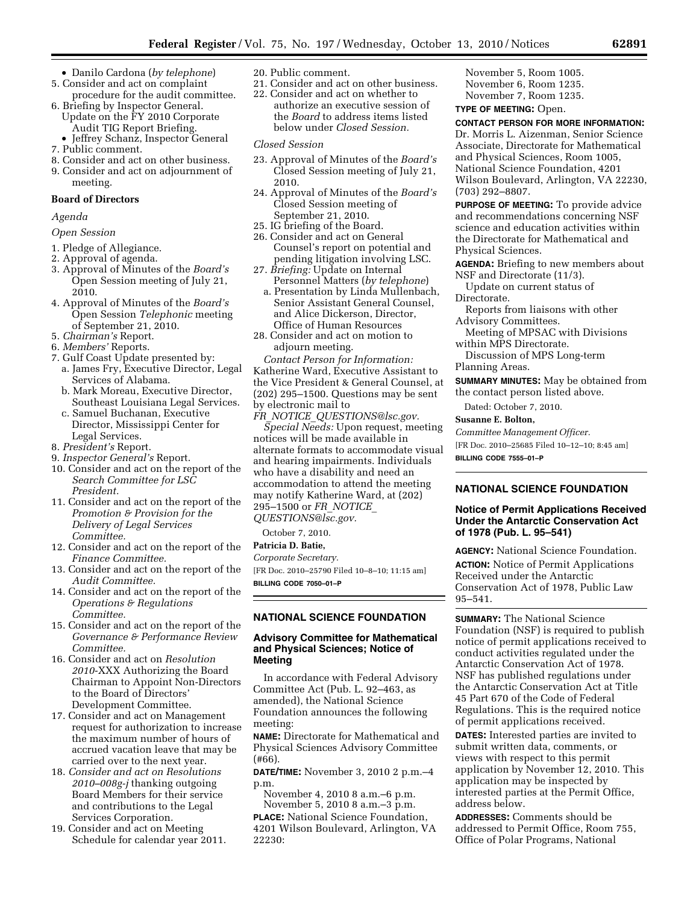- Danilo Cardona (*by telephone*)
5. Consider and act on complaint procedure for the audit committee.
6. Briefing by Inspector General. Update on the FY 2010 Corporate Audit TIG Report Briefing.
   - Jeffrey Schanz, Inspector General
7. Public comment.
8. Consider and act on other business.
9. Consider and act on adjournment of meeting.

**Board of Directors**

*Agenda*

*Open Session*

1. Pledge of Allegiance.
2. Approval of agenda.
3. Approval of Minutes of the *Board's* Open Session meeting of July 21, 2010.
4. Approval of Minutes of the *Board's* Open Session *Telephonic* meeting of September 21, 2010.
5. *Chairman's* Report.
6. *Members'* Reports.
7. Gulf Coast Update presented by:
   a. James Fry, Executive Director, Legal Services of Alabama.
   b. Mark Moreau, Executive Director, Southeast Louisiana Legal Services.
   c. Samuel Buchanan, Executive Director, Mississippi Center for Legal Services.
8. *President's* Report.
9. *Inspector General's* Report.
10. Consider and act on the report of the *Search Committee for LSC President.*
11. Consider and act on the report of the *Promotion & Provision for the Delivery of Legal Services Committee.*
12. Consider and act on the report of the *Finance Committee.*
13. Consider and act on the report of the *Audit Committee.*
14. Consider and act on the report of the *Operations & Regulations Committee.*
15. Consider and act on the report of the *Governance & Performance Review Committee.*
16. Consider and act on *Resolution 2010-*XXX Authorizing the Board Chairman to Appoint Non-Directors to the Board of Directors' Development Committee.
17. Consider and act on Management request for authorization to increase the maximum number of hours of accrued vacation leave that may be carried over to the next year.
18. *Consider and act on Resolutions 2010–008g-j* thanking outgoing Board Members for their service and contributions to the Legal Services Corporation.
19. Consider and act on Meeting Schedule for calendar year 2011.
20. Public comment.
21. Consider and act on other business.
22. Consider and act on whether to authorize an executive session of the *Board* to address items listed below under *Closed Session.*

*Closed Session*

23. Approval of Minutes of the *Board's* Closed Session meeting of July 21, 2010.
24. Approval of Minutes of the *Board's* Closed Session meeting of September 21, 2010.
25. IG briefing of the Board.
26. Consider and act on General Counsel's report on potential and pending litigation involving LSC.
27. *Briefing:* Update on Internal Personnel Matters (*by telephone*)
   a. Presentation by Linda Mullenbach, Senior Assistant General Counsel, and Alice Dickerson, Director, Office of Human Resources
28. Consider and act on motion to adjourn meeting.

*Contact Person for Information:* Katherine Ward, Executive Assistant to the Vice President & General Counsel, at (202) 295–1500. Questions may be sent by electronic mail to *FR_NOTICE_QUESTIONS@lsc.gov.*

*Special Needs:* Upon request, meeting notices will be made available in alternate formats to accommodate visual and hearing impairments. Individuals who have a disability and need an accommodation to attend the meeting may notify Katherine Ward, at (202) 295–1500 or *FR_NOTICE_QUESTIONS@lsc.gov.*

October 7, 2010.

**Patricia D. Batie,**

*Corporate Secretary.*

[FR Doc. 2010–25790 Filed 10–8–10; 11:15 am]

**BILLING CODE 7050–01–P**

---

## NATIONAL SCIENCE FOUNDATION

### Advisory Committee for Mathematical and Physical Sciences; Notice of Meeting

In accordance with Federal Advisory Committee Act (Pub. L. 92–463, as amended), the National Science Foundation announces the following meeting:

**NAME:** Directorate for Mathematical and Physical Sciences Advisory Committee (#66).

**DATE/TIME:** November 3, 2010 2 p.m.–4 p.m.

November 4, 2010 8 a.m.–6 p.m.

November 5, 2010 8 a.m.–3 p.m.

**PLACE:** National Science Foundation, 4201 Wilson Boulevard, Arlington, VA 22230:

November 5, Room 1005.

November 6, Room 1235.

November 7, Room 1235.

**TYPE OF MEETING:** Open.

**CONTACT PERSON FOR MORE INFORMATION:** Dr. Morris L. Aizenman, Senior Science Associate, Directorate for Mathematical and Physical Sciences, Room 1005, National Science Foundation, 4201 Wilson Boulevard, Arlington, VA 22230, (703) 292–8807.

**PURPOSE OF MEETING:** To provide advice and recommendations concerning NSF science and education activities within the Directorate for Mathematical and Physical Sciences.

**AGENDA:** Briefing to new members about NSF and Directorate (11/3).

Update on current status of Directorate.

Reports from liaisons with other Advisory Committees.

Meeting of MPSAC with Divisions within MPS Directorate.

Discussion of MPS Long-term Planning Areas.

**SUMMARY MINUTES:** May be obtained from the contact person listed above.

Dated: October 7, 2010.

**Susanne E. Bolton,**

*Committee Management Officer.*

[FR Doc. 2010–25685 Filed 10–12–10; 8:45 am]

**BILLING CODE 7555–01–P**

---

## NATIONAL SCIENCE FOUNDATION

### Notice of Permit Applications Received Under the Antarctic Conservation Act of 1978 (Pub. L. 95–541)

**AGENCY:** National Science Foundation.

**ACTION:** Notice of Permit Applications Received under the Antarctic Conservation Act of 1978, Public Law 95–541.

**SUMMARY:** The National Science Foundation (NSF) is required to publish notice of permit applications received to conduct activities regulated under the Antarctic Conservation Act of 1978. NSF has published regulations under the Antarctic Conservation Act at Title 45 Part 670 of the Code of Federal Regulations. This is the required notice of permit applications received.

**DATES:** Interested parties are invited to submit written data, comments, or views with respect to this permit application by November 12, 2010. This application may be inspected by interested parties at the Permit Office, address below.

**ADDRESSES:** Comments should be addressed to Permit Office, Room 755, Office of Polar Programs, National